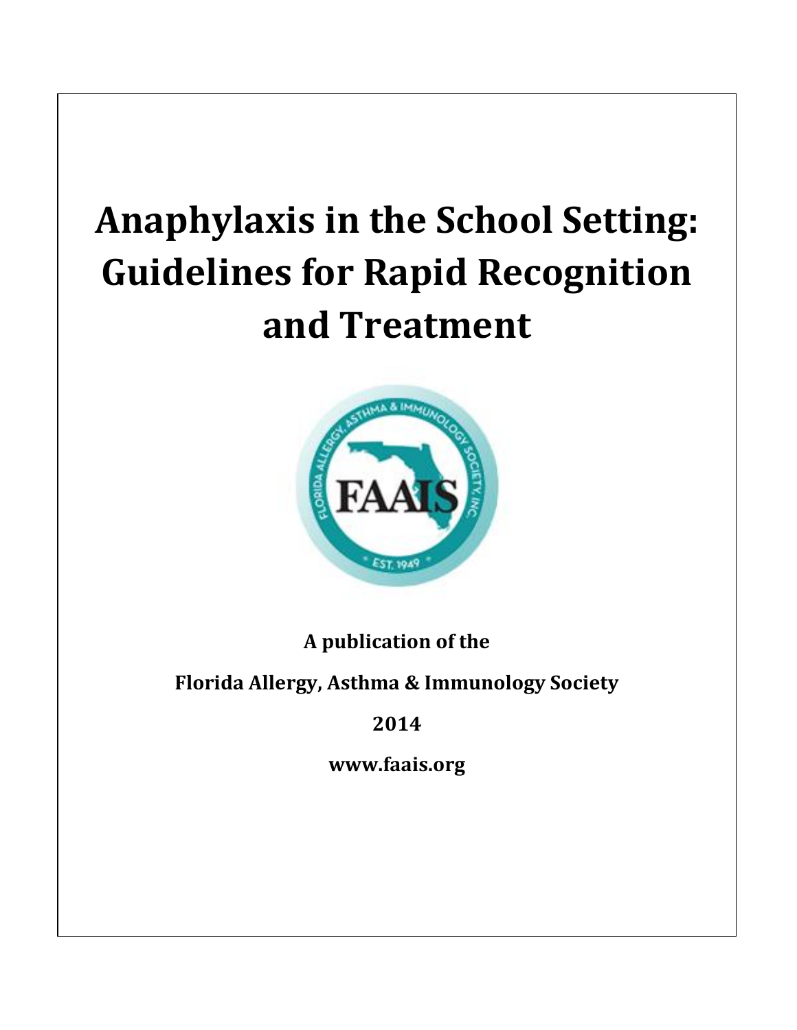# Anaphylaxis in the School Setting: Guidelines for Rapid Recognition and Treatment

**A publication of the**

**Florida Allergy, Asthma & Immunology Society**

**2014**

**www.faais.org**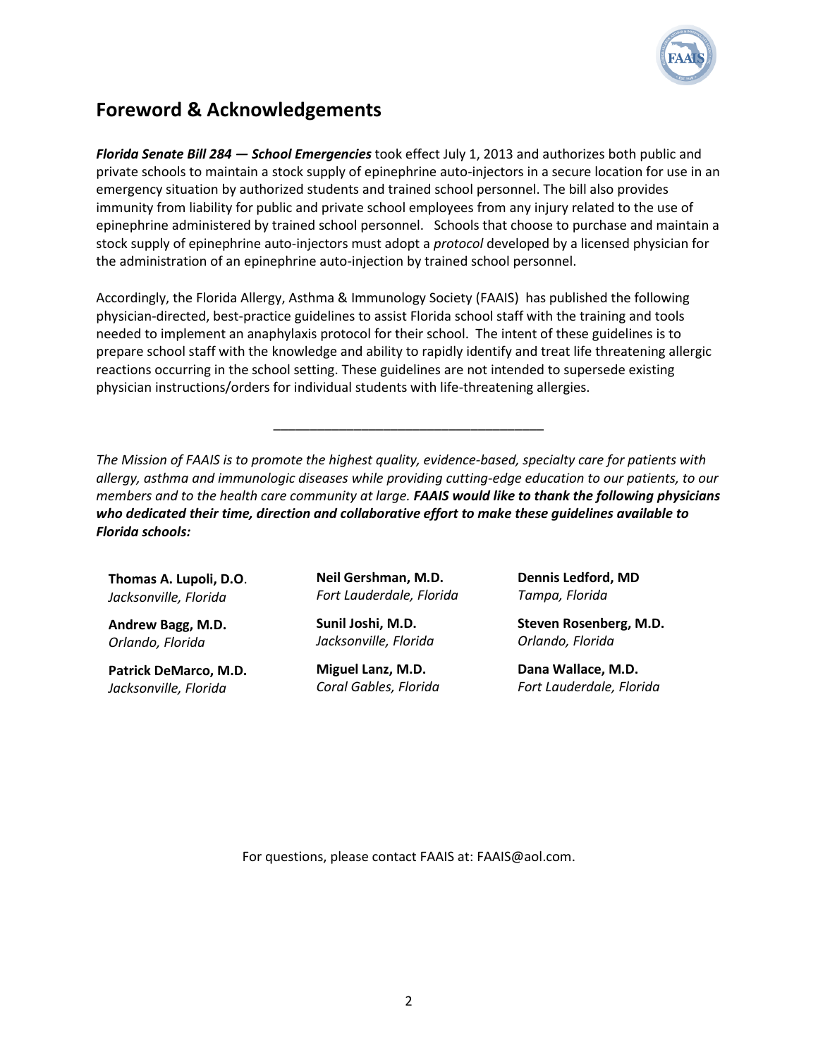## Foreword & Acknowledgements

***Florida Senate Bill 284 — School Emergencies*** took effect July 1, 2013 and authorizes both public and private schools to maintain a stock supply of epinephrine auto-injectors in a secure location for use in an emergency situation by authorized students and trained school personnel. The bill also provides immunity from liability for public and private school employees from any injury related to the use of epinephrine administered by trained school personnel. Schools that choose to purchase and maintain a stock supply of epinephrine auto-injectors must adopt a *protocol* developed by a licensed physician for the administration of an epinephrine auto-injection by trained school personnel.

Accordingly, the Florida Allergy, Asthma & Immunology Society (FAAIS) has published the following physician-directed, best-practice guidelines to assist Florida school staff with the training and tools needed to implement an anaphylaxis protocol for their school. The intent of these guidelines is to prepare school staff with the knowledge and ability to rapidly identify and treat life threatening allergic reactions occurring in the school setting. These guidelines are not intended to supersede existing physician instructions/orders for individual students with life-threatening allergies.

---

*The Mission of FAAIS is to promote the highest quality, evidence-based, specialty care for patients with allergy, asthma and immunologic diseases while providing cutting-edge education to our patients, to our members and to the health care community at large.* ***FAAIS would like to thank the following physicians who dedicated their time, direction and collaborative effort to make these guidelines available to Florida schools:***

**Thomas A. Lupoli, D.O.**
*Jacksonville, Florida*

**Andrew Bagg, M.D.**
*Orlando, Florida*

**Patrick DeMarco, M.D.**
*Jacksonville, Florida*

**Neil Gershman, M.D.**
*Fort Lauderdale, Florida*

**Sunil Joshi, M.D.**
*Jacksonville, Florida*

**Miguel Lanz, M.D.**
*Coral Gables, Florida*

**Dennis Ledford, MD**
*Tampa, Florida*

**Steven Rosenberg, M.D.**
*Orlando, Florida*

**Dana Wallace, M.D.**
*Fort Lauderdale, Florida*

For questions, please contact FAAIS at: FAAIS@aol.com.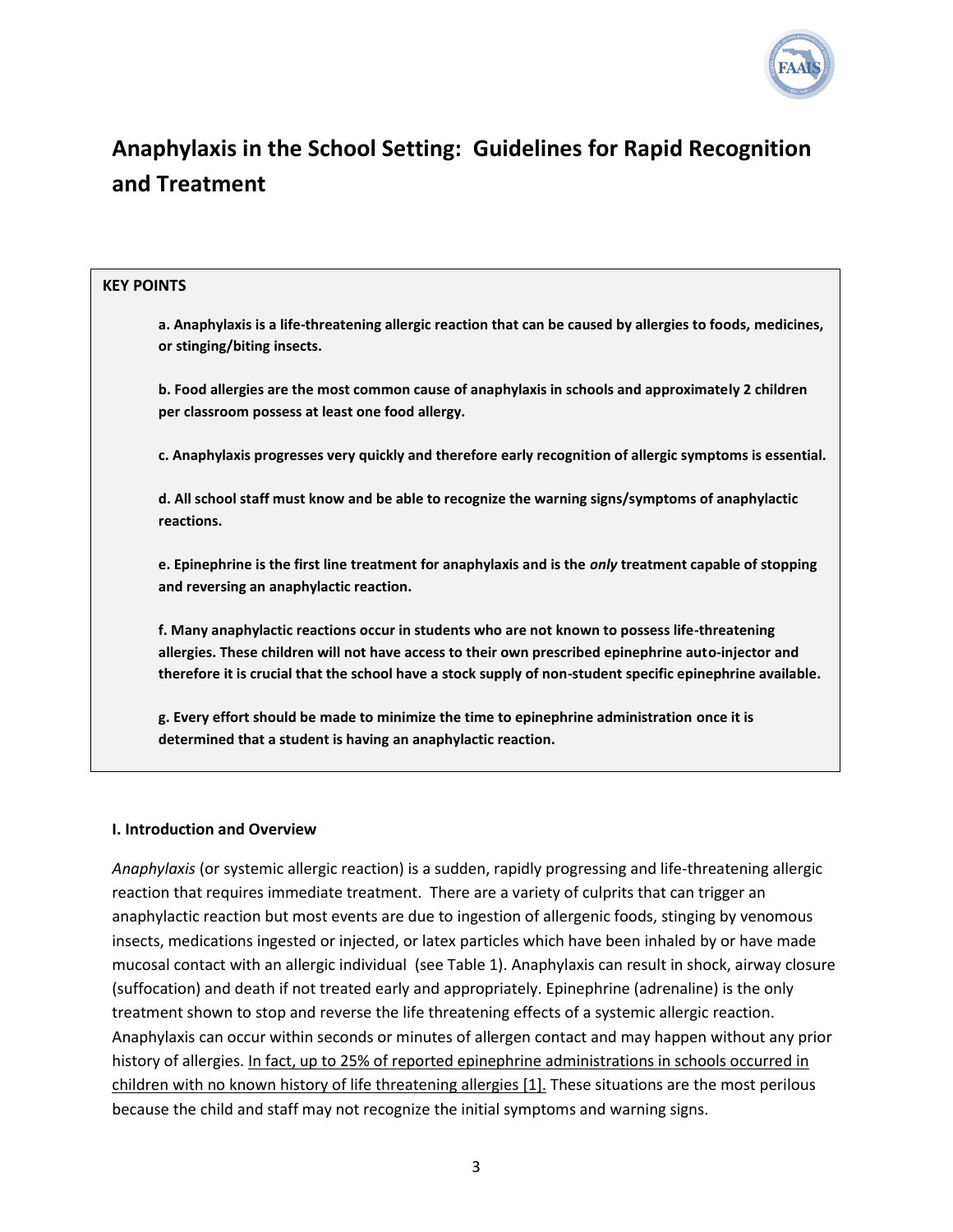# Anaphylaxis in the School Setting: Guidelines for Rapid Recognition and Treatment

**KEY POINTS**

**a. Anaphylaxis is a life-threatening allergic reaction that can be caused by allergies to foods, medicines, or stinging/biting insects.**

**b. Food allergies are the most common cause of anaphylaxis in schools and approximately 2 children per classroom possess at least one food allergy.**

**c. Anaphylaxis progresses very quickly and therefore early recognition of allergic symptoms is essential.**

**d. All school staff must know and be able to recognize the warning signs/symptoms of anaphylactic reactions.**

**e. Epinephrine is the first line treatment for anaphylaxis and is the *only* treatment capable of stopping and reversing an anaphylactic reaction.**

**f. Many anaphylactic reactions occur in students who are not known to possess life-threatening allergies. These children will not have access to their own prescribed epinephrine auto-injector and therefore it is crucial that the school have a stock supply of non-student specific epinephrine available.**

**g. Every effort should be made to minimize the time to epinephrine administration once it is determined that a student is having an anaphylactic reaction.**

## I. Introduction and Overview

*Anaphylaxis* (or systemic allergic reaction) is a sudden, rapidly progressing and life-threatening allergic reaction that requires immediate treatment. There are a variety of culprits that can trigger an anaphylactic reaction but most events are due to ingestion of allergenic foods, stinging by venomous insects, medications ingested or injected, or latex particles which have been inhaled by or have made mucosal contact with an allergic individual (see Table 1). Anaphylaxis can result in shock, airway closure (suffocation) and death if not treated early and appropriately. Epinephrine (adrenaline) is the only treatment shown to stop and reverse the life threatening effects of a systemic allergic reaction. Anaphylaxis can occur within seconds or minutes of allergen contact and may happen without any prior history of allergies. In fact, up to 25% of reported epinephrine administrations in schools occurred in children with no known history of life threatening allergies [1]. These situations are the most perilous because the child and staff may not recognize the initial symptoms and warning signs.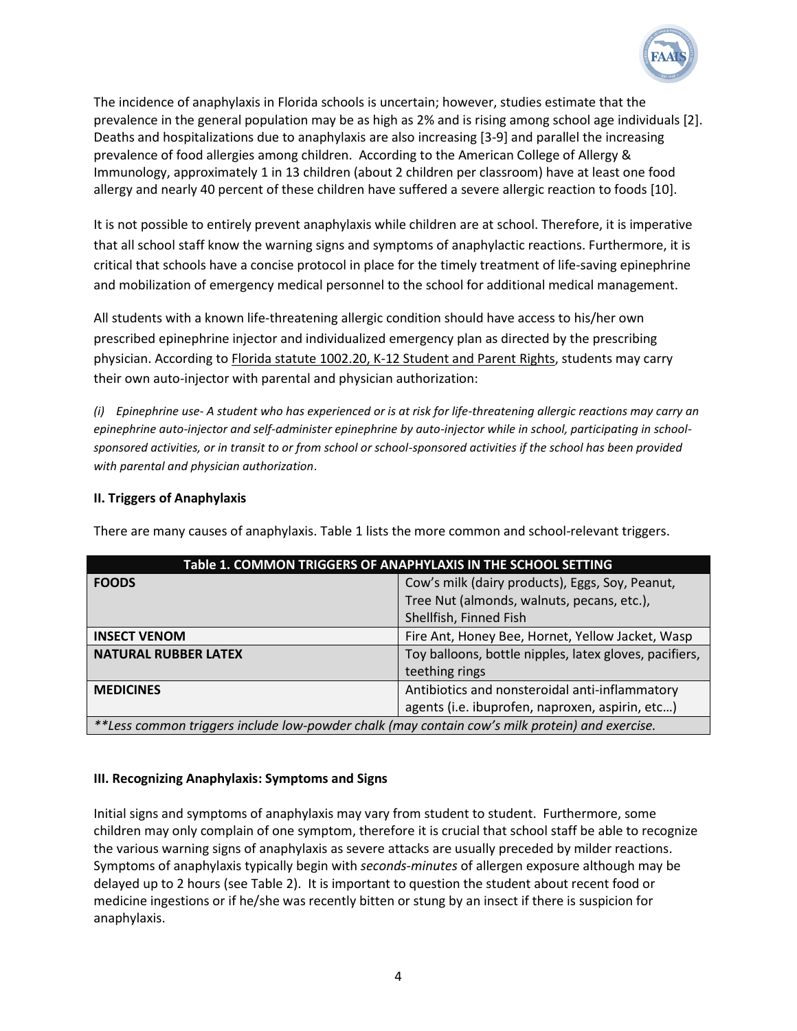The incidence of anaphylaxis in Florida schools is uncertain; however, studies estimate that the prevalence in the general population may be as high as 2% and is rising among school age individuals [2]. Deaths and hospitalizations due to anaphylaxis are also increasing [3-9] and parallel the increasing prevalence of food allergies among children. According to the American College of Allergy & Immunology, approximately 1 in 13 children (about 2 children per classroom) have at least one food allergy and nearly 40 percent of these children have suffered a severe allergic reaction to foods [10].

It is not possible to entirely prevent anaphylaxis while children are at school. Therefore, it is imperative that all school staff know the warning signs and symptoms of anaphylactic reactions. Furthermore, it is critical that schools have a concise protocol in place for the timely treatment of life-saving epinephrine and mobilization of emergency medical personnel to the school for additional medical management.

All students with a known life-threatening allergic condition should have access to his/her own prescribed epinephrine injector and individualized emergency plan as directed by the prescribing physician. According to Florida statute 1002.20, K-12 Student and Parent Rights, students may carry their own auto-injector with parental and physician authorization:

*(i) Epinephrine use- A student who has experienced or is at risk for life-threatening allergic reactions may carry an epinephrine auto-injector and self-administer epinephrine by auto-injector while in school, participating in school-sponsored activities, or in transit to or from school or school-sponsored activities if the school has been provided with parental and physician authorization*.

**II. Triggers of Anaphylaxis**

There are many causes of anaphylaxis. Table 1 lists the more common and school-relevant triggers.

| Table 1. COMMON TRIGGERS OF ANAPHYLAXIS IN THE SCHOOL SETTING | |
|---|---|
| **FOODS** | Cow's milk (dairy products), Eggs, Soy, Peanut, Tree Nut (almonds, walnuts, pecans, etc.), Shellfish, Finned Fish |
| **INSECT VENOM** | Fire Ant, Honey Bee, Hornet, Yellow Jacket, Wasp |
| **NATURAL RUBBER LATEX** | Toy balloons, bottle nipples, latex gloves, pacifiers, teething rings |
| **MEDICINES** | Antibiotics and nonsteroidal anti-inflammatory agents (i.e. ibuprofen, naproxen, aspirin, etc…) |
| ***Less common triggers include low-powder chalk (may contain cow's milk protein) and exercise.* | |

**III. Recognizing Anaphylaxis: Symptoms and Signs**

Initial signs and symptoms of anaphylaxis may vary from student to student. Furthermore, some children may only complain of one symptom, therefore it is crucial that school staff be able to recognize the various warning signs of anaphylaxis as severe attacks are usually preceded by milder reactions. Symptoms of anaphylaxis typically begin with *seconds-minutes* of allergen exposure although may be delayed up to 2 hours (see Table 2). It is important to question the student about recent food or medicine ingestions or if he/she was recently bitten or stung by an insect if there is suspicion for anaphylaxis.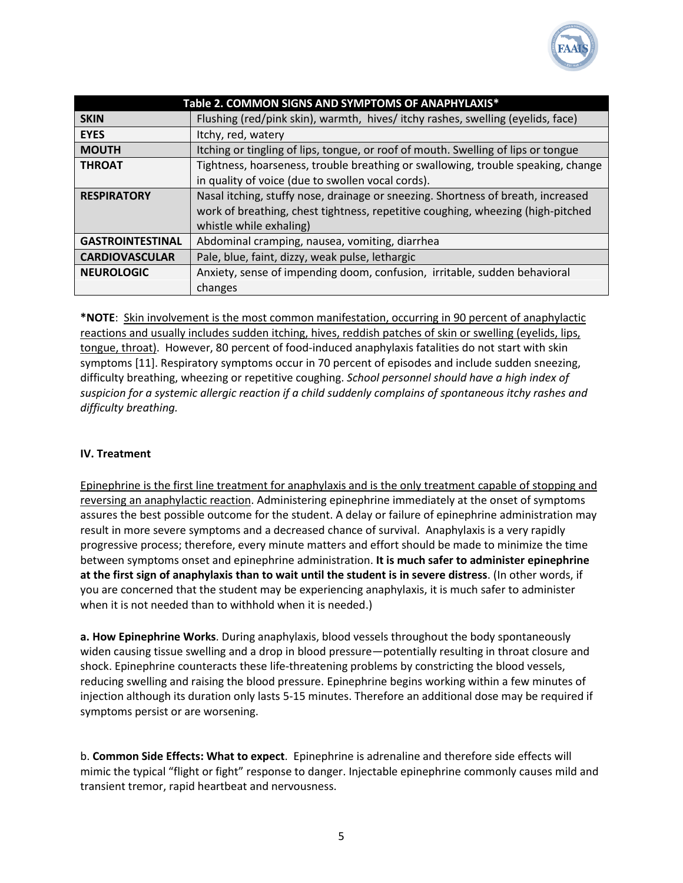| Table 2. COMMON SIGNS AND SYMPTOMS OF ANAPHYLAXIS* | |
|---|---|
| **SKIN** | Flushing (red/pink skin), warmth, hives/ itchy rashes, swelling (eyelids, face) |
| **EYES** | Itchy, red, watery |
| **MOUTH** | Itching or tingling of lips, tongue, or roof of mouth. Swelling of lips or tongue |
| **THROAT** | Tightness, hoarseness, trouble breathing or swallowing, trouble speaking, change in quality of voice (due to swollen vocal cords). |
| **RESPIRATORY** | Nasal itching, stuffy nose, drainage or sneezing. Shortness of breath, increased work of breathing, chest tightness, repetitive coughing, wheezing (high-pitched whistle while exhaling) |
| **GASTROINTESTINAL** | Abdominal cramping, nausea, vomiting, diarrhea |
| **CARDIOVASCULAR** | Pale, blue, faint, dizzy, weak pulse, lethargic |
| **NEUROLOGIC** | Anxiety, sense of impending doom, confusion, irritable, sudden behavioral changes |

**\*NOTE**: Skin involvement is the most common manifestation, occurring in 90 percent of anaphylactic reactions and usually includes sudden itching, hives, reddish patches of skin or swelling (eyelids, lips, tongue, throat). However, 80 percent of food-induced anaphylaxis fatalities do not start with skin symptoms [11]. Respiratory symptoms occur in 70 percent of episodes and include sudden sneezing, difficulty breathing, wheezing or repetitive coughing. *School personnel should have a high index of suspicion for a systemic allergic reaction if a child suddenly complains of spontaneous itchy rashes and difficulty breathing.*

## IV. Treatment

Epinephrine is the first line treatment for anaphylaxis and is the only treatment capable of stopping and reversing an anaphylactic reaction. Administering epinephrine immediately at the onset of symptoms assures the best possible outcome for the student. A delay or failure of epinephrine administration may result in more severe symptoms and a decreased chance of survival. Anaphylaxis is a very rapidly progressive process; therefore, every minute matters and effort should be made to minimize the time between symptoms onset and epinephrine administration. **It is much safer to administer epinephrine at the first sign of anaphylaxis than to wait until the student is in severe distress**. (In other words, if you are concerned that the student may be experiencing anaphylaxis, it is much safer to administer when it is not needed than to withhold when it is needed.)

**a. How Epinephrine Works**. During anaphylaxis, blood vessels throughout the body spontaneously widen causing tissue swelling and a drop in blood pressure—potentially resulting in throat closure and shock. Epinephrine counteracts these life-threatening problems by constricting the blood vessels, reducing swelling and raising the blood pressure. Epinephrine begins working within a few minutes of injection although its duration only lasts 5-15 minutes. Therefore an additional dose may be required if symptoms persist or are worsening.

b. **Common Side Effects: What to expect**. Epinephrine is adrenaline and therefore side effects will mimic the typical "flight or fight" response to danger. Injectable epinephrine commonly causes mild and transient tremor, rapid heartbeat and nervousness.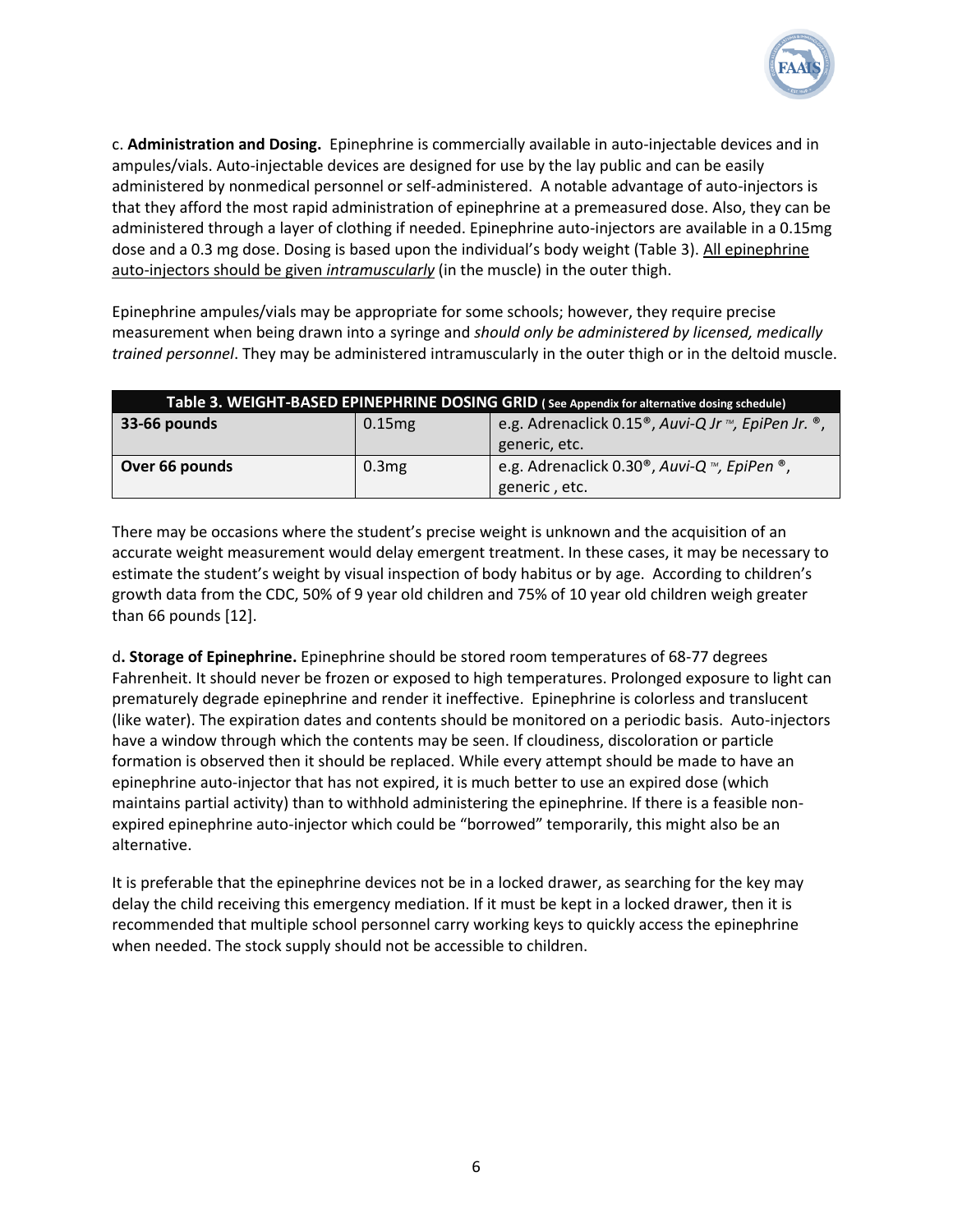c. **Administration and Dosing.** Epinephrine is commercially available in auto-injectable devices and in ampules/vials. Auto-injectable devices are designed for use by the lay public and can be easily administered by nonmedical personnel or self-administered. A notable advantage of auto-injectors is that they afford the most rapid administration of epinephrine at a premeasured dose. Also, they can be administered through a layer of clothing if needed. Epinephrine auto-injectors are available in a 0.15mg dose and a 0.3 mg dose. Dosing is based upon the individual's body weight (Table 3). All epinephrine auto-injectors should be given *intramuscularly* (in the muscle) in the outer thigh.

Epinephrine ampules/vials may be appropriate for some schools; however, they require precise measurement when being drawn into a syringe and *should only be administered by licensed, medically trained personnel*. They may be administered intramuscularly in the outer thigh or in the deltoid muscle.

| **Table 3. WEIGHT-BASED EPINEPHRINE DOSING GRID** ( See Appendix for alternative dosing schedule) | | |
|---|---|---|
| **33-66 pounds** | 0.15mg | e.g. Adrenaclick 0.15®, *Auvi-Q Jr ™, EpiPen Jr. ®*, generic, etc. |
| **Over 66 pounds** | 0.3mg | e.g. Adrenaclick 0.30®, *Auvi-Q ™, EpiPen ®*, generic , etc. |

There may be occasions where the student's precise weight is unknown and the acquisition of an accurate weight measurement would delay emergent treatment. In these cases, it may be necessary to estimate the student's weight by visual inspection of body habitus or by age. According to children's growth data from the CDC, 50% of 9 year old children and 75% of 10 year old children weigh greater than 66 pounds [12].

d**. Storage of Epinephrine.** Epinephrine should be stored room temperatures of 68-77 degrees Fahrenheit. It should never be frozen or exposed to high temperatures. Prolonged exposure to light can prematurely degrade epinephrine and render it ineffective. Epinephrine is colorless and translucent (like water). The expiration dates and contents should be monitored on a periodic basis. Auto-injectors have a window through which the contents may be seen. If cloudiness, discoloration or particle formation is observed then it should be replaced. While every attempt should be made to have an epinephrine auto-injector that has not expired, it is much better to use an expired dose (which maintains partial activity) than to withhold administering the epinephrine. If there is a feasible non-expired epinephrine auto-injector which could be "borrowed" temporarily, this might also be an alternative.

It is preferable that the epinephrine devices not be in a locked drawer, as searching for the key may delay the child receiving this emergency mediation. If it must be kept in a locked drawer, then it is recommended that multiple school personnel carry working keys to quickly access the epinephrine when needed. The stock supply should not be accessible to children.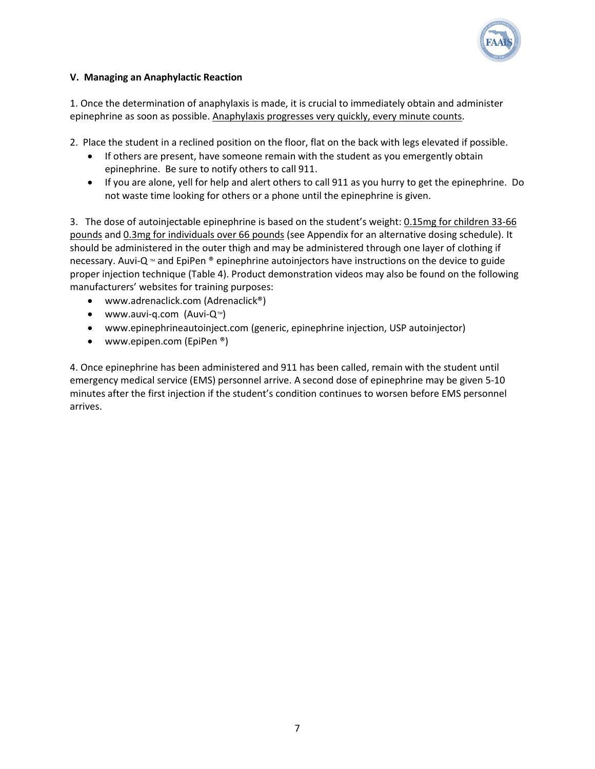### V. Managing an Anaphylactic Reaction

1. Once the determination of anaphylaxis is made, it is crucial to immediately obtain and administer epinephrine as soon as possible. Anaphylaxis progresses very quickly, every minute counts.

2. Place the student in a reclined position on the floor, flat on the back with legs elevated if possible.
   - If others are present, have someone remain with the student as you emergently obtain epinephrine. Be sure to notify others to call 911.
   - If you are alone, yell for help and alert others to call 911 as you hurry to get the epinephrine. Do not waste time looking for others or a phone until the epinephrine is given.

3. The dose of autoinjectable epinephrine is based on the student's weight: 0.15mg for children 33-66 pounds and 0.3mg for individuals over 66 pounds (see Appendix for an alternative dosing schedule). It should be administered in the outer thigh and may be administered through one layer of clothing if necessary. Auvi-Q ™ and EpiPen ® epinephrine autoinjectors have instructions on the device to guide proper injection technique (Table 4). Product demonstration videos may also be found on the following manufacturers' websites for training purposes:
   - www.adrenaclick.com (Adrenaclick®)
   - www.auvi-q.com (Auvi-Q™)
   - www.epinephrineautoinject.com (generic, epinephrine injection, USP autoinjector)
   - www.epipen.com (EpiPen ®)

4. Once epinephrine has been administered and 911 has been called, remain with the student until emergency medical service (EMS) personnel arrive. A second dose of epinephrine may be given 5-10 minutes after the first injection if the student's condition continues to worsen before EMS personnel arrives.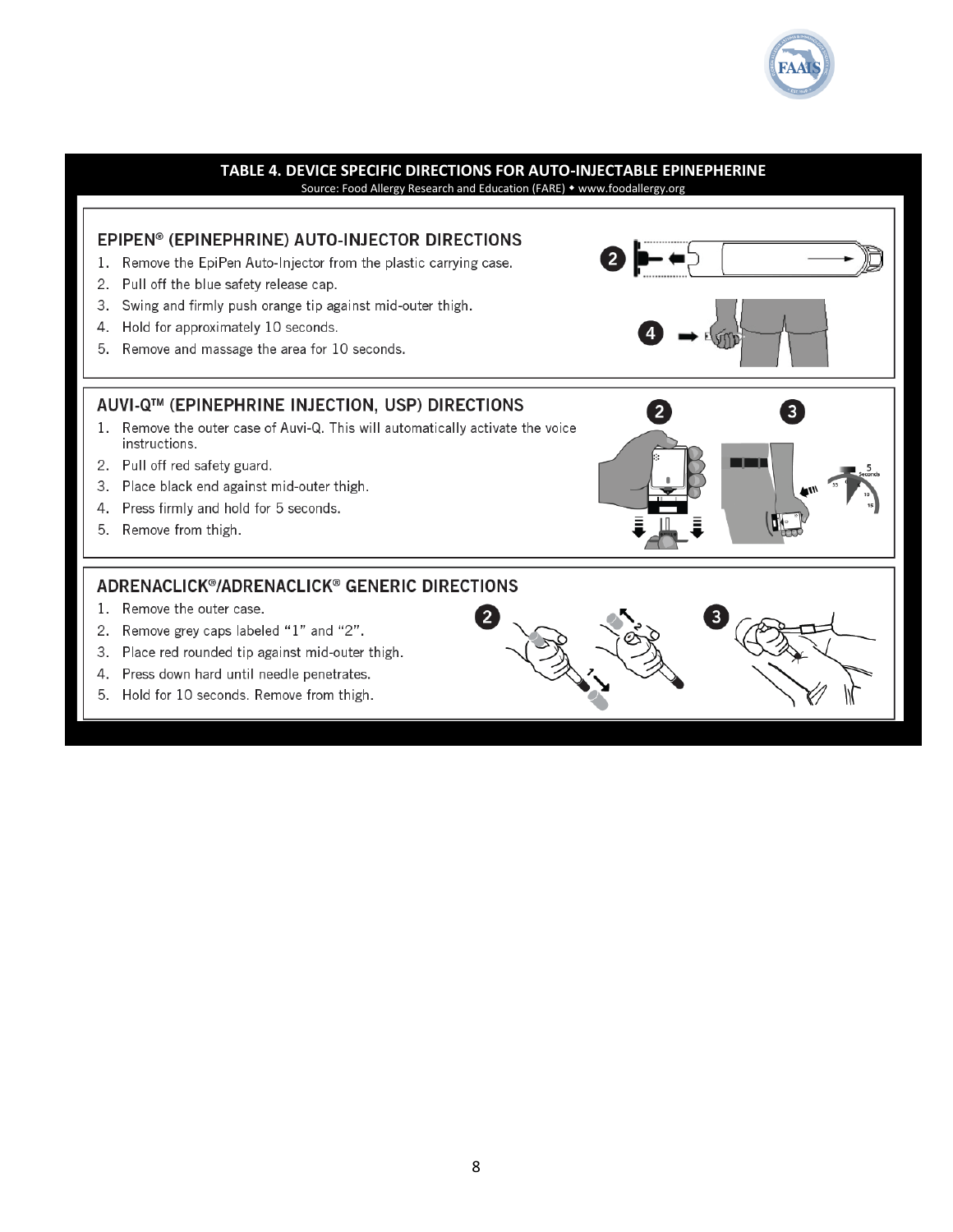## TABLE 4. DEVICE SPECIFIC DIRECTIONS FOR AUTO-INJECTABLE EPINEPHERINE

Source: Food Allergy Research and Education (FARE) • www.foodallergy.org

### EPIPEN® (EPINEPHRINE) AUTO-INJECTOR DIRECTIONS

1. Remove the EpiPen Auto-Injector from the plastic carrying case.
2. Pull off the blue safety release cap.
3. Swing and firmly push orange tip against mid-outer thigh.
4. Hold for approximately 10 seconds.
5. Remove and massage the area for 10 seconds.

### AUVI-Q™ (EPINEPHRINE INJECTION, USP) DIRECTIONS

1. Remove the outer case of Auvi-Q. This will automatically activate the voice instructions.
2. Pull off red safety guard.
3. Place black end against mid-outer thigh.
4. Press firmly and hold for 5 seconds.
5. Remove from thigh.

### ADRENACLICK®/ADRENACLICK® GENERIC DIRECTIONS

1. Remove the outer case.
2. Remove grey caps labeled "1" and "2".
3. Place red rounded tip against mid-outer thigh.
4. Press down hard until needle penetrates.
5. Hold for 10 seconds. Remove from thigh.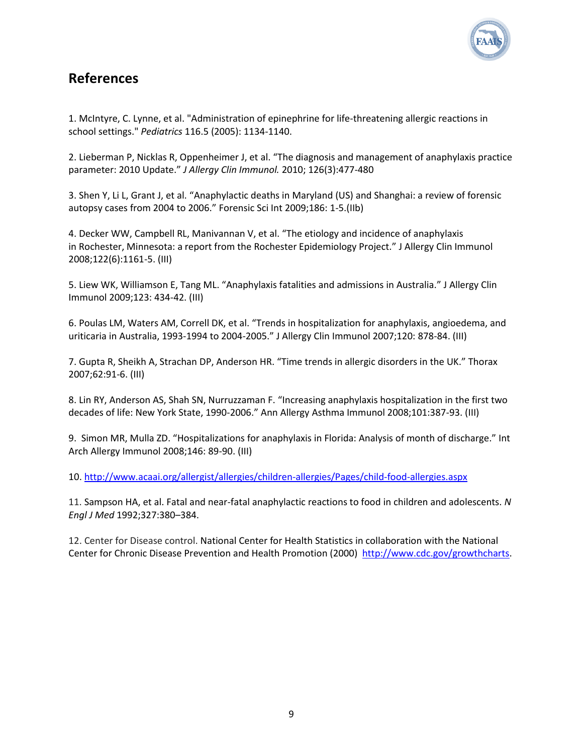## References

1. McIntyre, C. Lynne, et al. "Administration of epinephrine for life-threatening allergic reactions in school settings." *Pediatrics* 116.5 (2005): 1134-1140.

2. Lieberman P, Nicklas R, Oppenheimer J, et al. "The diagnosis and management of anaphylaxis practice parameter: 2010 Update." *J Allergy Clin Immunol.* 2010; 126(3):477-480

3. Shen Y, Li L, Grant J, et al. "Anaphylactic deaths in Maryland (US) and Shanghai: a review of forensic autopsy cases from 2004 to 2006." Forensic Sci Int 2009;186: 1-5.(IIb)

4. Decker WW, Campbell RL, Manivannan V, et al. "The etiology and incidence of anaphylaxis in Rochester, Minnesota: a report from the Rochester Epidemiology Project." J Allergy Clin Immunol 2008;122(6):1161-5. (III)

5. Liew WK, Williamson E, Tang ML. "Anaphylaxis fatalities and admissions in Australia." J Allergy Clin Immunol 2009;123: 434-42. (III)

6. Poulas LM, Waters AM, Correll DK, et al. "Trends in hospitalization for anaphylaxis, angioedema, and uriticaria in Australia, 1993-1994 to 2004-2005." J Allergy Clin Immunol 2007;120: 878-84. (III)

7. Gupta R, Sheikh A, Strachan DP, Anderson HR. "Time trends in allergic disorders in the UK." Thorax 2007;62:91-6. (III)

8. Lin RY, Anderson AS, Shah SN, Nurruzzaman F. "Increasing anaphylaxis hospitalization in the first two decades of life: New York State, 1990-2006." Ann Allergy Asthma Immunol 2008;101:387-93. (III)

9. Simon MR, Mulla ZD. "Hospitalizations for anaphylaxis in Florida: Analysis of month of discharge." Int Arch Allergy Immunol 2008;146: 89-90. (III)

10. http://www.acaai.org/allergist/allergies/children-allergies/Pages/child-food-allergies.aspx

11. Sampson HA, et al. Fatal and near-fatal anaphylactic reactions to food in children and adolescents. *N Engl J Med* 1992;327:380–384.

12. Center for Disease control. National Center for Health Statistics in collaboration with the National Center for Chronic Disease Prevention and Health Promotion (2000) http://www.cdc.gov/growthcharts.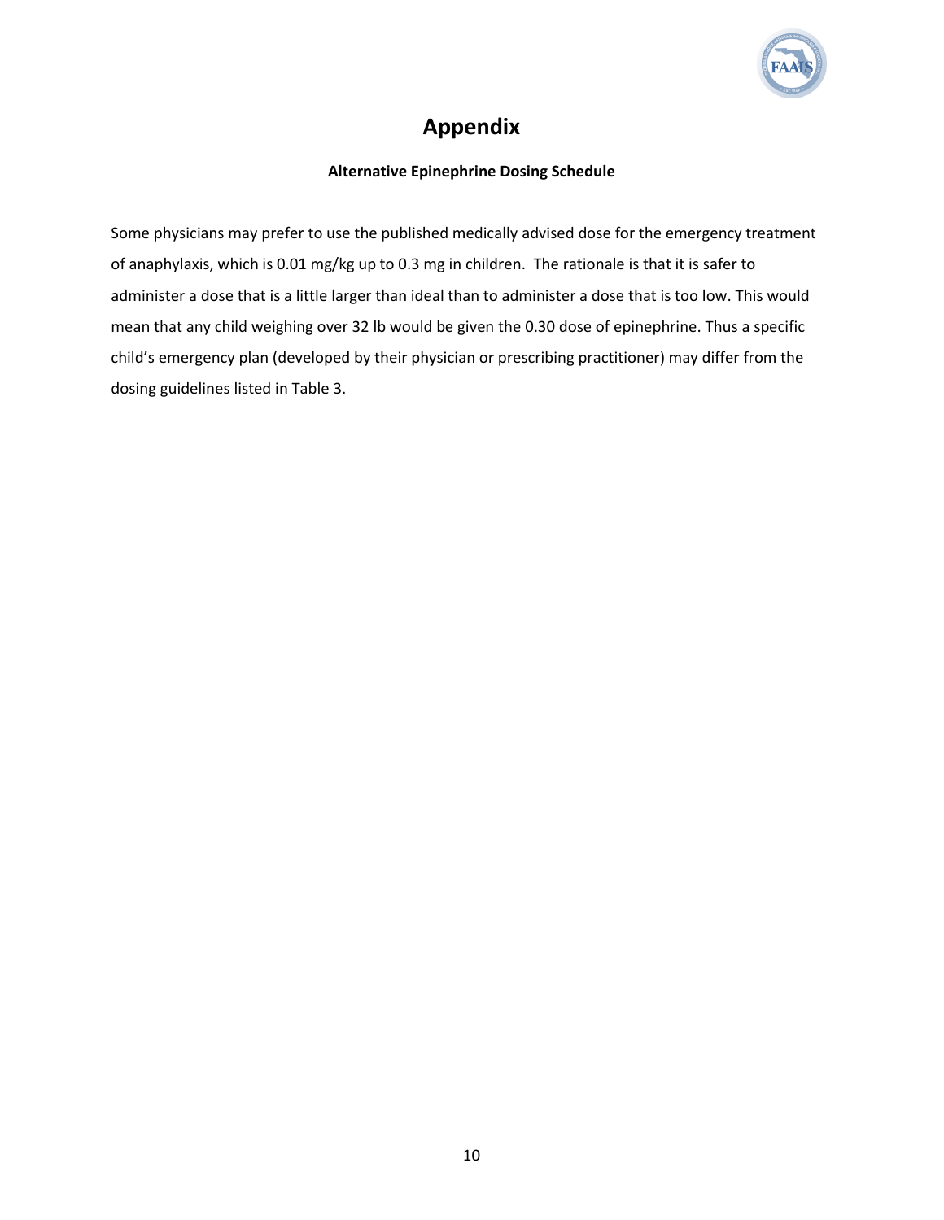# Appendix

**Alternative Epinephrine Dosing Schedule**

Some physicians may prefer to use the published medically advised dose for the emergency treatment of anaphylaxis, which is 0.01 mg/kg up to 0.3 mg in children. The rationale is that it is safer to administer a dose that is a little larger than ideal than to administer a dose that is too low. This would mean that any child weighing over 32 lb would be given the 0.30 dose of epinephrine. Thus a specific child's emergency plan (developed by their physician or prescribing practitioner) may differ from the dosing guidelines listed in Table 3.